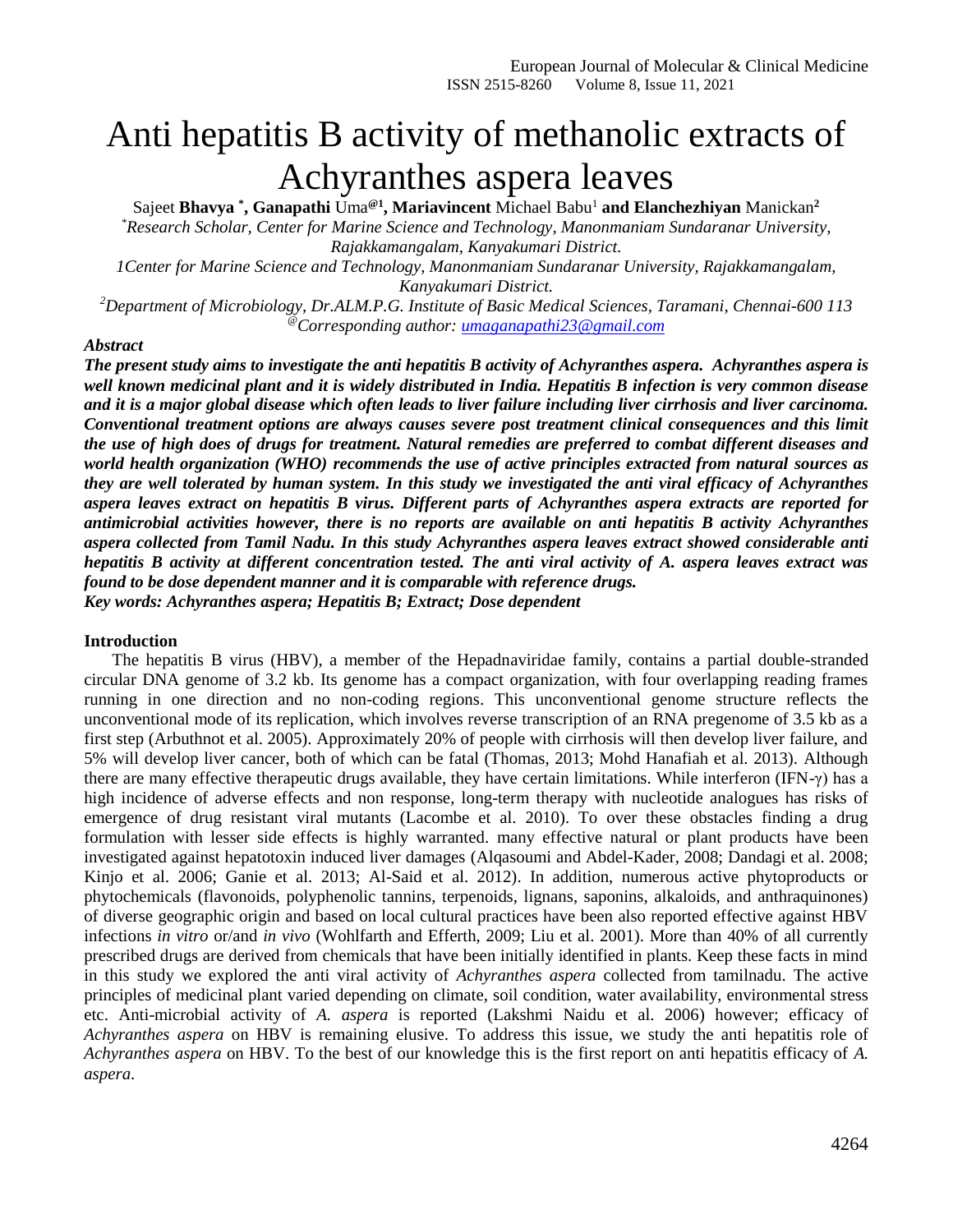# Anti hepatitis B activity of methanolic extracts of Achyranthes aspera leaves

Sajeet **Bhavya** [*], **Ganapathi** Uma[@1], **Mariavincent** Michael Babu[1] **and Elanchezhiyan** Manickan[2]

[*]*Research Scholar, Center for Marine Science and Technology, Manonmaniam Sundaranar University, Rajakkamangalam, Kanyakumari District.*

*1Center for Marine Science and Technology, Manonmaniam Sundaranar University, Rajakkamangalam, Kanyakumari District.*

[2]*Department of Microbiology, Dr.ALM.P.G. Institute of Basic Medical Sciences, Taramani, Chennai-600 113*

[@]*Corresponding author: umaganapathi23@gmail.com*

### *Abstract*

***The present study aims to investigate the anti hepatitis B activity of Achyranthes aspera. Achyranthes aspera is well known medicinal plant and it is widely distributed in India. Hepatitis B infection is very common disease and it is a major global disease which often leads to liver failure including liver cirrhosis and liver carcinoma. Conventional treatment options are always causes severe post treatment clinical consequences and this limit the use of high does of drugs for treatment. Natural remedies are preferred to combat different diseases and world health organization (WHO) recommends the use of active principles extracted from natural sources as they are well tolerated by human system. In this study we investigated the anti viral efficacy of Achyranthes aspera leaves extract on hepatitis B virus. Different parts of Achyranthes aspera extracts are reported for antimicrobial activities however, there is no reports are available on anti hepatitis B activity Achyranthes aspera collected from Tamil Nadu. In this study Achyranthes aspera leaves extract showed considerable anti hepatitis B activity at different concentration tested. The anti viral activity of A. aspera leaves extract was found to be dose dependent manner and it is comparable with reference drugs.***

***Key words: Achyranthes aspera; Hepatitis B; Extract; Dose dependent***

## Introduction

The hepatitis B virus (HBV), a member of the Hepadnaviridae family, contains a partial double-stranded circular DNA genome of 3.2 kb. Its genome has a compact organization, with four overlapping reading frames running in one direction and no non-coding regions. This unconventional genome structure reflects the unconventional mode of its replication, which involves reverse transcription of an RNA pregenome of 3.5 kb as a first step (Arbuthnot et al. 2005). Approximately 20% of people with cirrhosis will then develop liver failure, and 5% will develop liver cancer, both of which can be fatal (Thomas, 2013; Mohd Hanafiah et al. 2013). Although there are many effective therapeutic drugs available, they have certain limitations. While interferon (IFN-$\gamma$) has a high incidence of adverse effects and non response, long-term therapy with nucleotide analogues has risks of emergence of drug resistant viral mutants (Lacombe et al. 2010). To over these obstacles finding a drug formulation with lesser side effects is highly warranted. many effective natural or plant products have been investigated against hepatotoxin induced liver damages (Alqasoumi and Abdel-Kader, 2008; Dandagi et al. 2008; Kinjo et al. 2006; Ganie et al. 2013; Al-Said et al. 2012). In addition, numerous active phytoproducts or phytochemicals (flavonoids, polyphenolic tannins, terpenoids, lignans, saponins, alkaloids, and anthraquinones) of diverse geographic origin and based on local cultural practices have been also reported effective against HBV infections *in vitro* or/and *in vivo* (Wohlfarth and Efferth, 2009; Liu et al. 2001). More than 40% of all currently prescribed drugs are derived from chemicals that have been initially identified in plants. Keep these facts in mind in this study we explored the anti viral activity of *Achyranthes aspera* collected from tamilnadu. The active principles of medicinal plant varied depending on climate, soil condition, water availability, environmental stress etc. Anti-microbial activity of *A. aspera* is reported (Lakshmi Naidu et al. 2006) however; efficacy of *Achyranthes aspera* on HBV is remaining elusive. To address this issue, we study the anti hepatitis role of *Achyranthes aspera* on HBV. To the best of our knowledge this is the first report on anti hepatitis efficacy of *A. aspera*.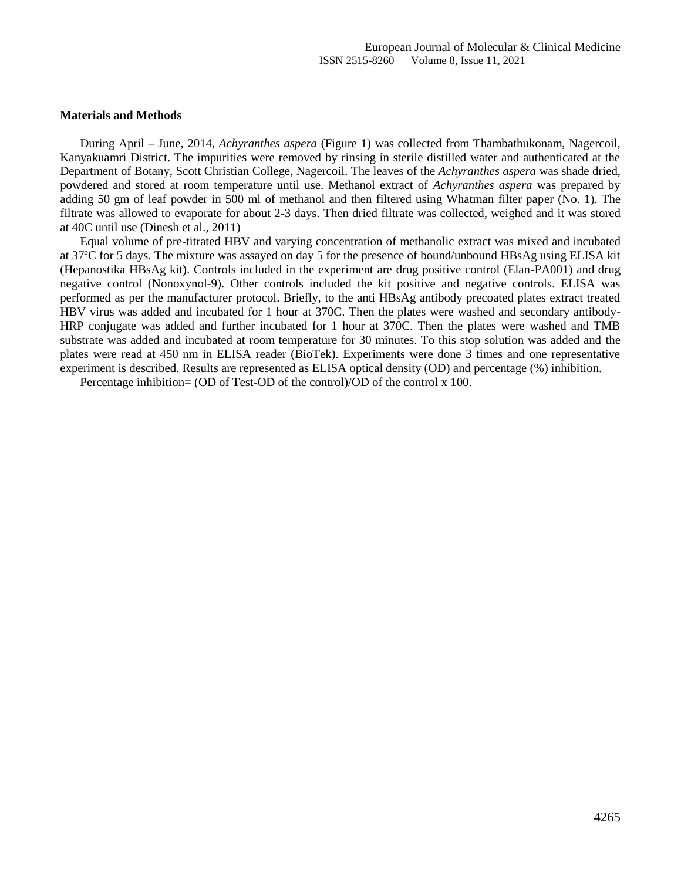## Materials and Methods

During April – June, 2014, *Achyranthes aspera* (Figure 1) was collected from Thambathukonam, Nagercoil, Kanyakuamri District. The impurities were removed by rinsing in sterile distilled water and authenticated at the Department of Botany, Scott Christian College, Nagercoil. The leaves of the *Achyranthes aspera* was shade dried, powdered and stored at room temperature until use. Methanol extract of *Achyranthes aspera* was prepared by adding 50 gm of leaf powder in 500 ml of methanol and then filtered using Whatman filter paper (No. 1). The filtrate was allowed to evaporate for about 2-3 days. Then dried filtrate was collected, weighed and it was stored at 40C until use (Dinesh et al., 2011)

Equal volume of pre-titrated HBV and varying concentration of methanolic extract was mixed and incubated at 37ºC for 5 days. The mixture was assayed on day 5 for the presence of bound/unbound HBsAg using ELISA kit (Hepanostika HBsAg kit). Controls included in the experiment are drug positive control (Elan-PA001) and drug negative control (Nonoxynol-9). Other controls included the kit positive and negative controls. ELISA was performed as per the manufacturer protocol. Briefly, to the anti HBsAg antibody precoated plates extract treated HBV virus was added and incubated for 1 hour at 370C. Then the plates were washed and secondary antibody-HRP conjugate was added and further incubated for 1 hour at 370C. Then the plates were washed and TMB substrate was added and incubated at room temperature for 30 minutes. To this stop solution was added and the plates were read at 450 nm in ELISA reader (BioTek). Experiments were done 3 times and one representative experiment is described. Results are represented as ELISA optical density (OD) and percentage (%) inhibition.

Percentage inhibition= (OD of Test-OD of the control)/OD of the control x 100.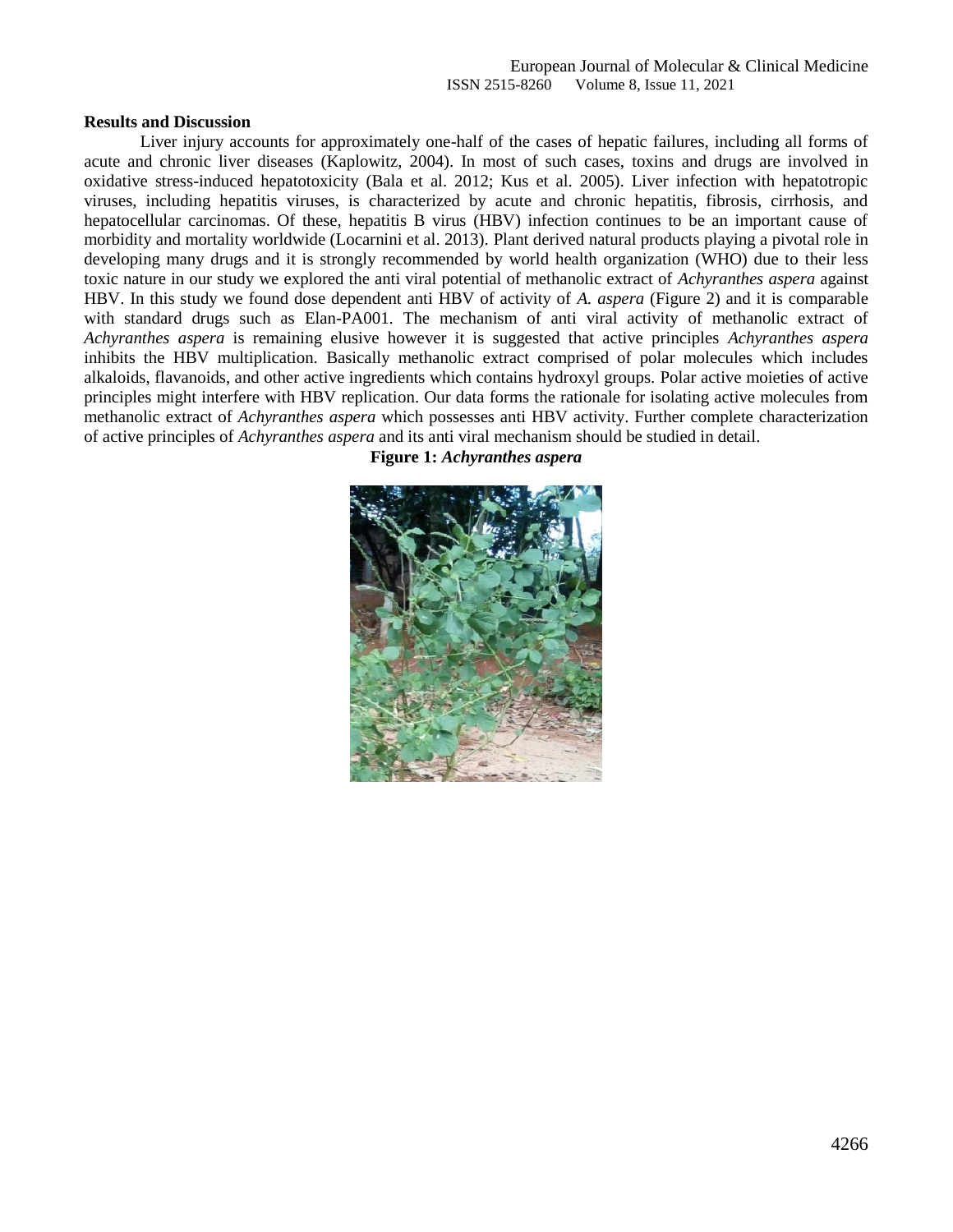**Results and Discussion**

Liver injury accounts for approximately one-half of the cases of hepatic failures, including all forms of acute and chronic liver diseases (Kaplowitz, 2004). In most of such cases, toxins and drugs are involved in oxidative stress-induced hepatotoxicity (Bala et al. 2012; Kus et al. 2005). Liver infection with hepatotropic viruses, including hepatitis viruses, is characterized by acute and chronic hepatitis, fibrosis, cirrhosis, and hepatocellular carcinomas. Of these, hepatitis B virus (HBV) infection continues to be an important cause of morbidity and mortality worldwide (Locarnini et al. 2013). Plant derived natural products playing a pivotal role in developing many drugs and it is strongly recommended by world health organization (WHO) due to their less toxic nature in our study we explored the anti viral potential of methanolic extract of *Achyranthes aspera* against HBV. In this study we found dose dependent anti HBV of activity of *A. aspera* (Figure 2) and it is comparable with standard drugs such as Elan-PA001. The mechanism of anti viral activity of methanolic extract of *Achyranthes aspera* is remaining elusive however it is suggested that active principles *Achyranthes aspera* inhibits the HBV multiplication. Basically methanolic extract comprised of polar molecules which includes alkaloids, flavanoids, and other active ingredients which contains hydroxyl groups. Polar active moieties of active principles might interfere with HBV replication. Our data forms the rationale for isolating active molecules from methanolic extract of *Achyranthes aspera* which possesses anti HBV activity. Further complete characterization of active principles of *Achyranthes aspera* and its anti viral mechanism should be studied in detail.

**Figure 1:** ***Achyranthes aspera***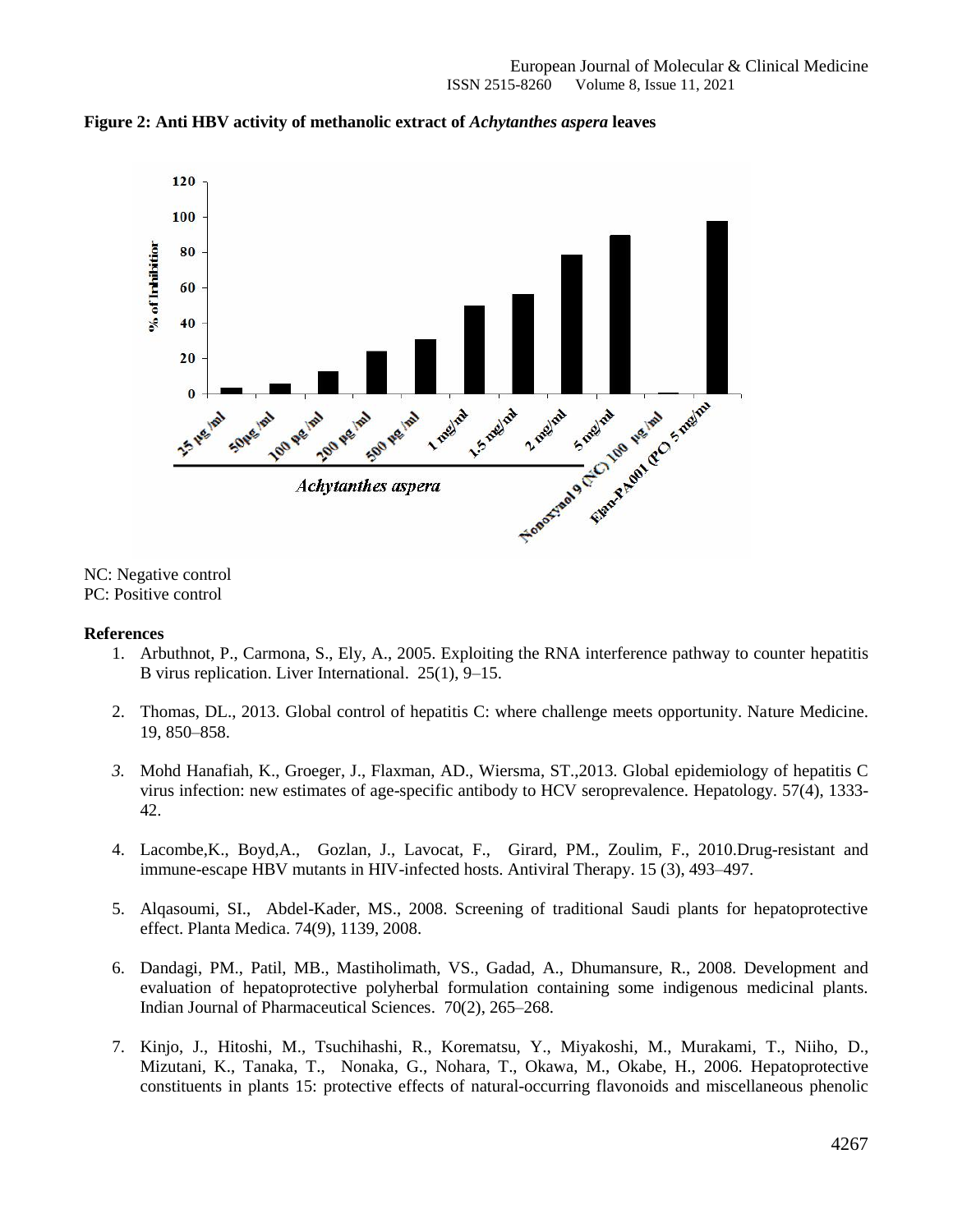**Figure 2: Anti HBV activity of methanolic extract of *Achytanthes aspera* leaves**

% of Inhibition

120
100
80
60
40
20
0

25 µg/ml
50µg/ml
100 µg/ml
200 µg/ml
500 µg/ml
1 mg/ml
1.5 mg/ml
2 mg/ml
5 mg/ml
Nonoxynol 9 (NC) 100 µg/ml
Elan-PA001 (PC) 5 mg/ml

*Achytanthes aspera*

NC: Negative control
PC: Positive control

**References**

1. Arbuthnot, P., Carmona, S., Ely, A., 2005. Exploiting the RNA interference pathway to counter hepatitis B virus replication. Liver International. 25(1), 9–15.

2. Thomas, DL., 2013. Global control of hepatitis C: where challenge meets opportunity. Nature Medicine. 19, 850–858.

3. Mohd Hanafiah, K., Groeger, J., Flaxman, AD., Wiersma, ST.,2013. Global epidemiology of hepatitis C virus infection: new estimates of age-specific antibody to HCV seroprevalence. Hepatology. 57(4), 1333-42.

4. Lacombe,K., Boyd,A., Gozlan, J., Lavocat, F., Girard, PM., Zoulim, F., 2010.Drug-resistant and immune-escape HBV mutants in HIV-infected hosts. Antiviral Therapy. 15 (3), 493–497.

5. Alqasoumi, SI., Abdel-Kader, MS., 2008. Screening of traditional Saudi plants for hepatoprotective effect. Planta Medica. 74(9), 1139, 2008.

6. Dandagi, PM., Patil, MB., Mastiholimath, VS., Gadad, A., Dhumansure, R., 2008. Development and evaluation of hepatoprotective polyherbal formulation containing some indigenous medicinal plants. Indian Journal of Pharmaceutical Sciences. 70(2), 265–268.

7. Kinjo, J., Hitoshi, M., Tsuchihashi, R., Korematsu, Y., Miyakoshi, M., Murakami, T., Niiho, D., Mizutani, K., Tanaka, T., Nonaka, G., Nohara, T., Okawa, M., Okabe, H., 2006. Hepatoprotective constituents in plants 15: protective effects of natural-occurring flavonoids and miscellaneous phenolic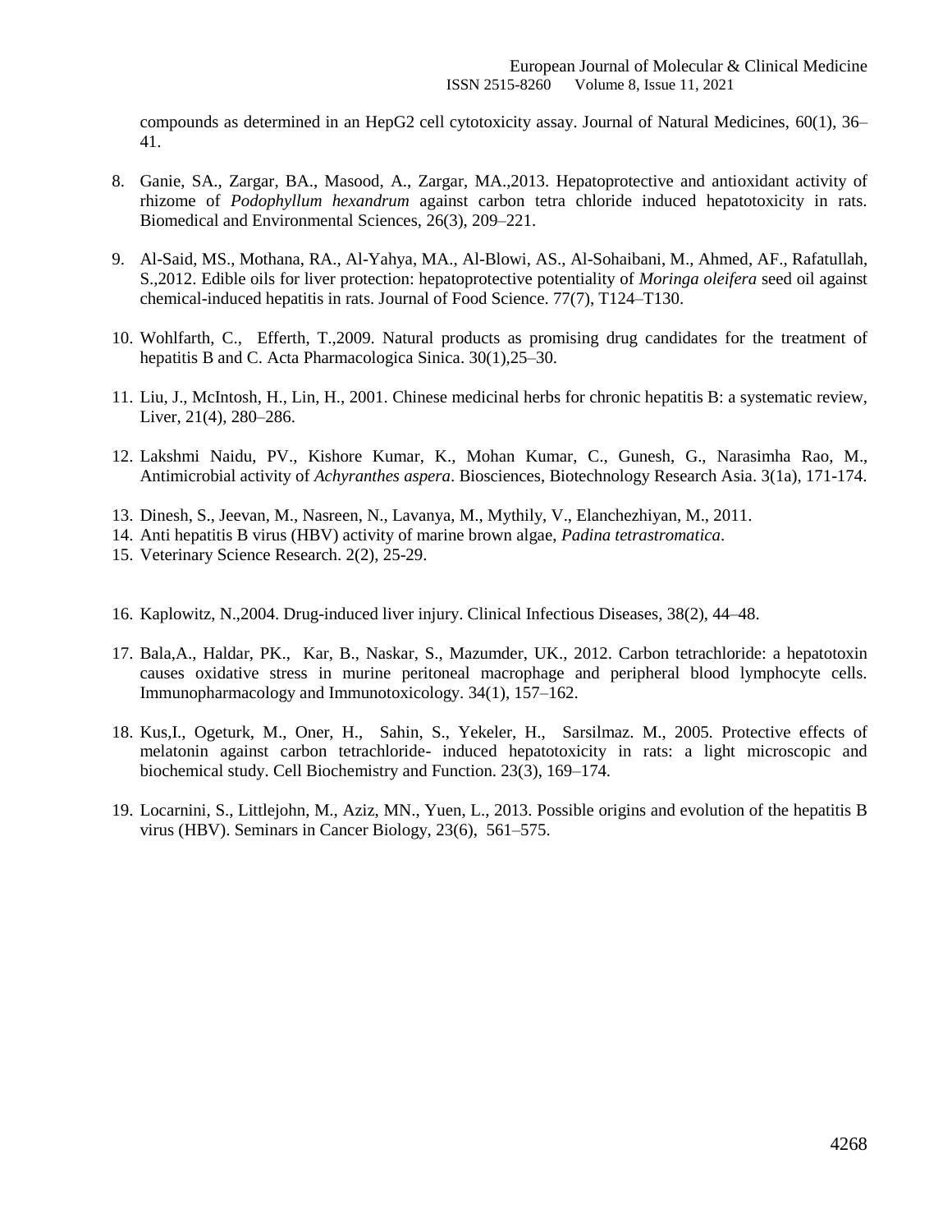compounds as determined in an HepG2 cell cytotoxicity assay. Journal of Natural Medicines, 60(1), 36–41.

8. Ganie, SA., Zargar, BA., Masood, A., Zargar, MA.,2013. Hepatoprotective and antioxidant activity of rhizome of *Podophyllum hexandrum* against carbon tetra chloride induced hepatotoxicity in rats. Biomedical and Environmental Sciences, 26(3), 209–221.

9. Al-Said, MS., Mothana, RA., Al-Yahya, MA., Al-Blowi, AS., Al-Sohaibani, M., Ahmed, AF., Rafatullah, S.,2012. Edible oils for liver protection: hepatoprotective potentiality of *Moringa oleifera* seed oil against chemical-induced hepatitis in rats. Journal of Food Science. 77(7), T124–T130.

10. Wohlfarth, C., Efferth, T.,2009. Natural products as promising drug candidates for the treatment of hepatitis B and C. Acta Pharmacologica Sinica. 30(1),25–30.

11. Liu, J., McIntosh, H., Lin, H., 2001. Chinese medicinal herbs for chronic hepatitis B: a systematic review, Liver, 21(4), 280–286.

12. Lakshmi Naidu, PV., Kishore Kumar, K., Mohan Kumar, C., Gunesh, G., Narasimha Rao, M., Antimicrobial activity of *Achyranthes aspera*. Biosciences, Biotechnology Research Asia. 3(1a), 171-174.

13. Dinesh, S., Jeevan, M., Nasreen, N., Lavanya, M., Mythily, V., Elanchezhiyan, M., 2011.
14. Anti hepatitis B virus (HBV) activity of marine brown algae, *Padina tetrastromatica*.
15. Veterinary Science Research. 2(2), 25-29.

16. Kaplowitz, N.,2004. Drug-induced liver injury. Clinical Infectious Diseases, 38(2), 44–48.

17. Bala,A., Haldar, PK., Kar, B., Naskar, S., Mazumder, UK., 2012. Carbon tetrachloride: a hepatotoxin causes oxidative stress in murine peritoneal macrophage and peripheral blood lymphocyte cells. Immunopharmacology and Immunotoxicology. 34(1), 157–162.

18. Kus,I., Ogeturk, M., Oner, H., Sahin, S., Yekeler, H., Sarsilmaz. M., 2005. Protective effects of melatonin against carbon tetrachloride- induced hepatotoxicity in rats: a light microscopic and biochemical study. Cell Biochemistry and Function. 23(3), 169–174.

19. Locarnini, S., Littlejohn, M., Aziz, MN., Yuen, L., 2013. Possible origins and evolution of the hepatitis B virus (HBV). Seminars in Cancer Biology, 23(6), 561–575.